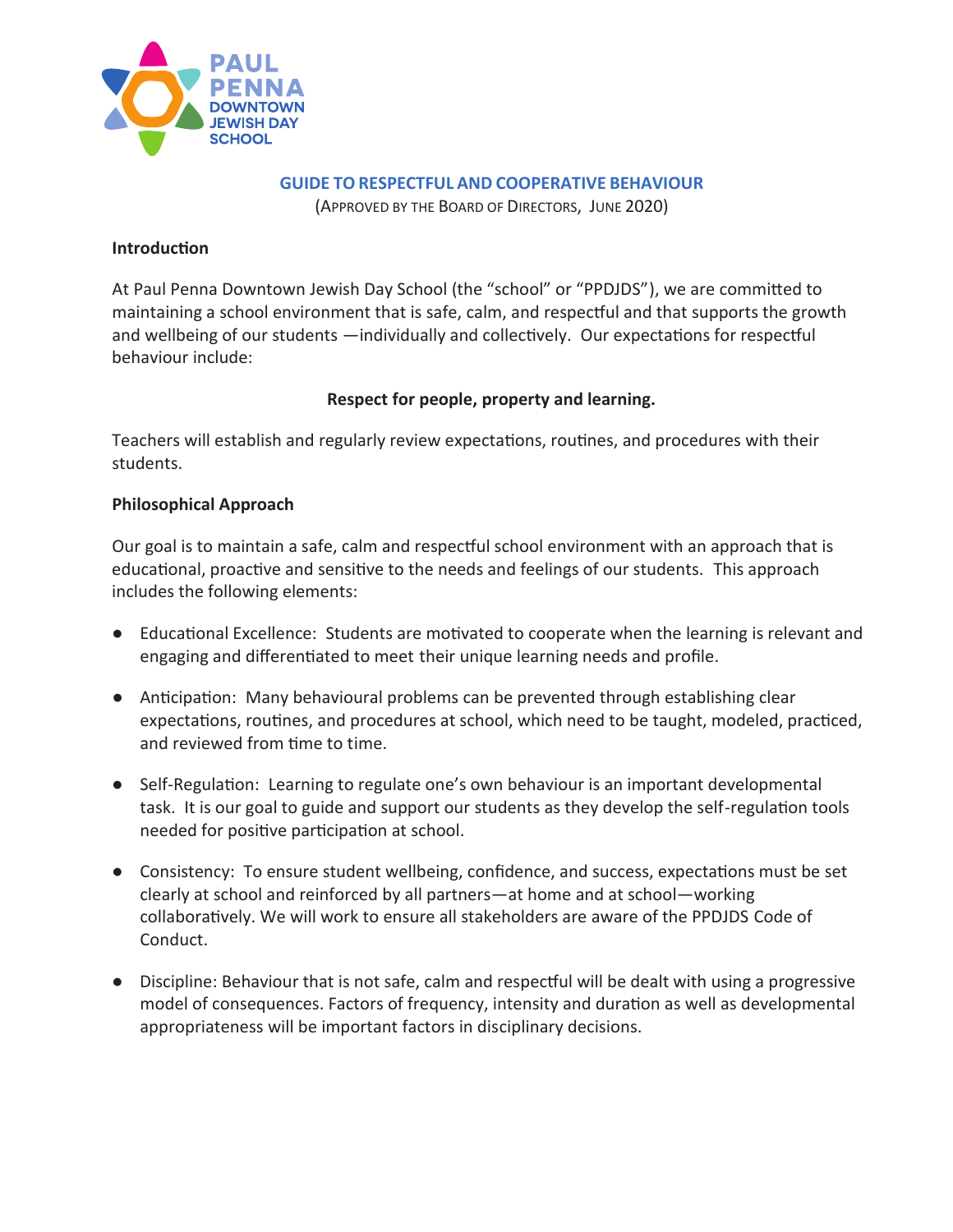PAUL PENNA DOWNTOWN JEWISH DAY SCHOOL

# GUIDE TO RESPECTFUL AND COOPERATIVE BEHAVIOUR

(APPROVED BY THE BOARD OF DIRECTORS, JUNE 2020)

**Introduction**

At Paul Penna Downtown Jewish Day School (the "school" or "PPDJDS"), we are committed to maintaining a school environment that is safe, calm, and respectful and that supports the growth and wellbeing of our students —individually and collectively. Our expectations for respectful behaviour include:

**Respect for people, property and learning.**

Teachers will establish and regularly review expectations, routines, and procedures with their students.

**Philosophical Approach**

Our goal is to maintain a safe, calm and respectful school environment with an approach that is educational, proactive and sensitive to the needs and feelings of our students. This approach includes the following elements:

- Educational Excellence: Students are motivated to cooperate when the learning is relevant and engaging and differentiated to meet their unique learning needs and profile.

- Anticipation: Many behavioural problems can be prevented through establishing clear expectations, routines, and procedures at school, which need to be taught, modeled, practiced, and reviewed from time to time.

- Self-Regulation: Learning to regulate one's own behaviour is an important developmental task. It is our goal to guide and support our students as they develop the self-regulation tools needed for positive participation at school.

- Consistency: To ensure student wellbeing, confidence, and success, expectations must be set clearly at school and reinforced by all partners—at home and at school—working collaboratively. We will work to ensure all stakeholders are aware of the PPDJDS Code of Conduct.

- Discipline: Behaviour that is not safe, calm and respectful will be dealt with using a progressive model of consequences. Factors of frequency, intensity and duration as well as developmental appropriateness will be important factors in disciplinary decisions.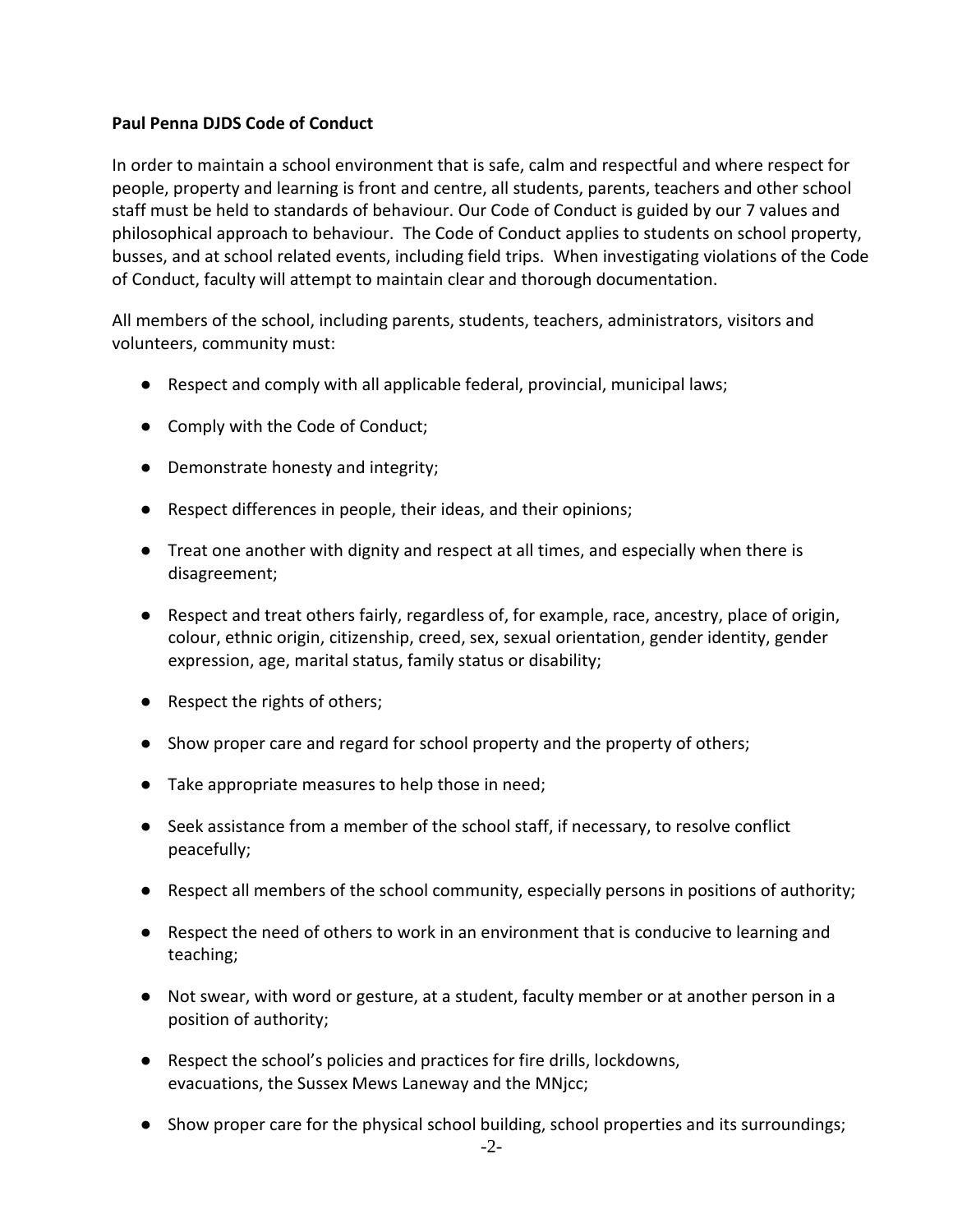**Paul Penna DJDS Code of Conduct**

In order to maintain a school environment that is safe, calm and respectful and where respect for people, property and learning is front and centre, all students, parents, teachers and other school staff must be held to standards of behaviour. Our Code of Conduct is guided by our 7 values and philosophical approach to behaviour. The Code of Conduct applies to students on school property, busses, and at school related events, including field trips. When investigating violations of the Code of Conduct, faculty will attempt to maintain clear and thorough documentation.

All members of the school, including parents, students, teachers, administrators, visitors and volunteers, community must:

- Respect and comply with all applicable federal, provincial, municipal laws;
- Comply with the Code of Conduct;
- Demonstrate honesty and integrity;
- Respect differences in people, their ideas, and their opinions;
- Treat one another with dignity and respect at all times, and especially when there is disagreement;
- Respect and treat others fairly, regardless of, for example, race, ancestry, place of origin, colour, ethnic origin, citizenship, creed, sex, sexual orientation, gender identity, gender expression, age, marital status, family status or disability;
- Respect the rights of others;
- Show proper care and regard for school property and the property of others;
- Take appropriate measures to help those in need;
- Seek assistance from a member of the school staff, if necessary, to resolve conflict peacefully;
- Respect all members of the school community, especially persons in positions of authority;
- Respect the need of others to work in an environment that is conducive to learning and teaching;
- Not swear, with word or gesture, at a student, faculty member or at another person in a position of authority;
- Respect the school's policies and practices for fire drills, lockdowns, evacuations, the Sussex Mews Laneway and the MNjcc;
- Show proper care for the physical school building, school properties and its surroundings;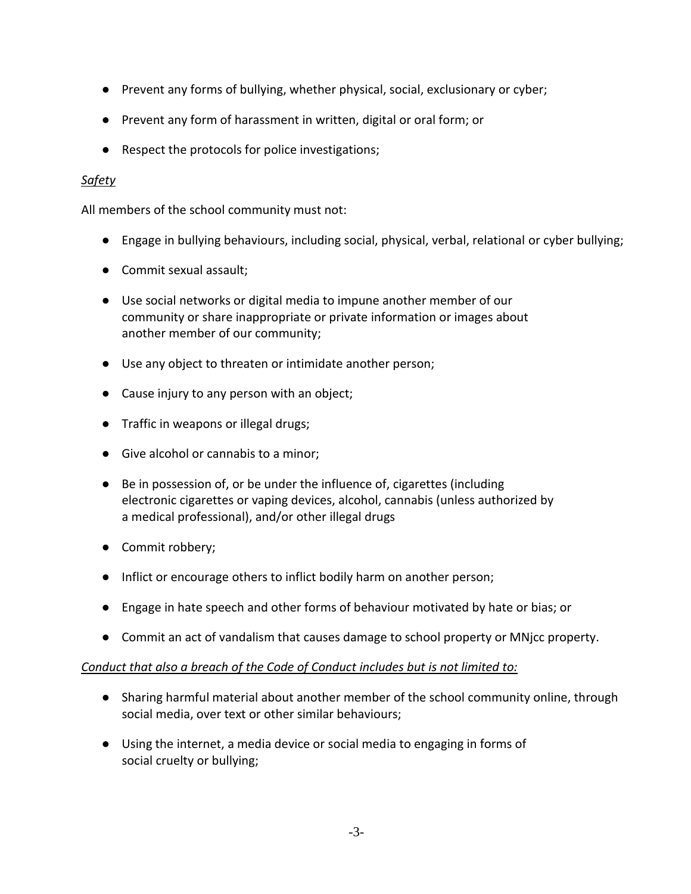- Prevent any forms of bullying, whether physical, social, exclusionary or cyber;
- Prevent any form of harassment in written, digital or oral form; or
- Respect the protocols for police investigations;

*Safety*

All members of the school community must not:

- Engage in bullying behaviours, including social, physical, verbal, relational or cyber bullying;
- Commit sexual assault;
- Use social networks or digital media to impune another member of our community or share inappropriate or private information or images about another member of our community;
- Use any object to threaten or intimidate another person;
- Cause injury to any person with an object;
- Traffic in weapons or illegal drugs;
- Give alcohol or cannabis to a minor;
- Be in possession of, or be under the influence of, cigarettes (including electronic cigarettes or vaping devices, alcohol, cannabis (unless authorized by a medical professional), and/or other illegal drugs
- Commit robbery;
- Inflict or encourage others to inflict bodily harm on another person;
- Engage in hate speech and other forms of behaviour motivated by hate or bias; or
- Commit an act of vandalism that causes damage to school property or MNjcc property.

*Conduct that also a breach of the Code of Conduct includes but is not limited to:*

- Sharing harmful material about another member of the school community online, through social media, over text or other similar behaviours;
- Using the internet, a media device or social media to engaging in forms of social cruelty or bullying;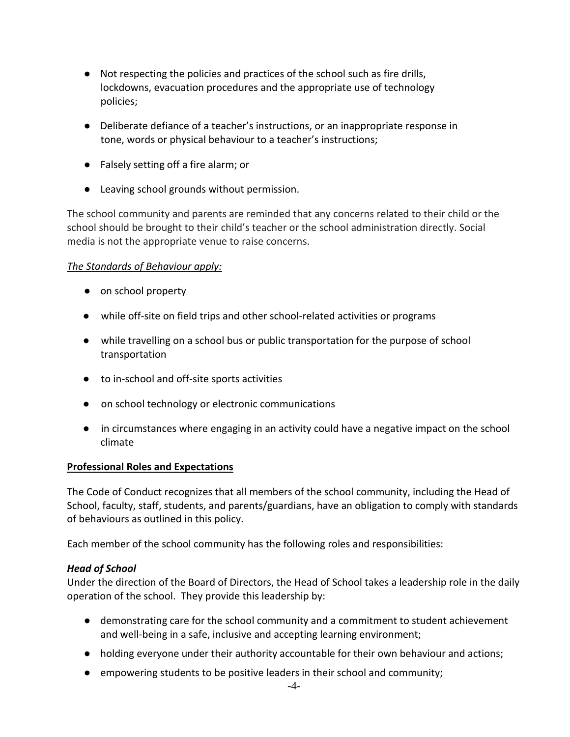- Not respecting the policies and practices of the school such as fire drills, lockdowns, evacuation procedures and the appropriate use of technology policies;
- Deliberate defiance of a teacher's instructions, or an inappropriate response in tone, words or physical behaviour to a teacher's instructions;
- Falsely setting off a fire alarm; or
- Leaving school grounds without permission.

The school community and parents are reminded that any concerns related to their child or the school should be brought to their child's teacher or the school administration directly. Social media is not the appropriate venue to raise concerns.

*The Standards of Behaviour apply:*

- on school property
- while off-site on field trips and other school-related activities or programs
- while travelling on a school bus or public transportation for the purpose of school transportation
- to in-school and off-site sports activities
- on school technology or electronic communications
- in circumstances where engaging in an activity could have a negative impact on the school climate

**Professional Roles and Expectations**

The Code of Conduct recognizes that all members of the school community, including the Head of School, faculty, staff, students, and parents/guardians, have an obligation to comply with standards of behaviours as outlined in this policy.

Each member of the school community has the following roles and responsibilities:

***Head of School***

Under the direction of the Board of Directors, the Head of School takes a leadership role in the daily operation of the school. They provide this leadership by:

- demonstrating care for the school community and a commitment to student achievement and well-being in a safe, inclusive and accepting learning environment;
- holding everyone under their authority accountable for their own behaviour and actions;
- empowering students to be positive leaders in their school and community;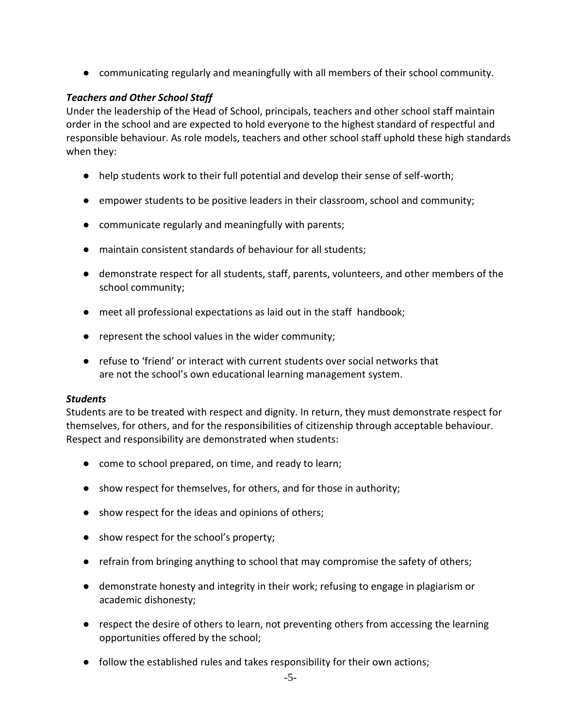- communicating regularly and meaningfully with all members of their school community.

### *Teachers and Other School Staff*

Under the leadership of the Head of School, principals, teachers and other school staff maintain order in the school and are expected to hold everyone to the highest standard of respectful and responsible behaviour. As role models, teachers and other school staff uphold these high standards when they:

- help students work to their full potential and develop their sense of self-worth;
- empower students to be positive leaders in their classroom, school and community;
- communicate regularly and meaningfully with parents;
- maintain consistent standards of behaviour for all students;
- demonstrate respect for all students, staff, parents, volunteers, and other members of the school community;
- meet all professional expectations as laid out in the staff handbook;
- represent the school values in the wider community;
- refuse to 'friend' or interact with current students over social networks that are not the school's own educational learning management system.

### *Students*

Students are to be treated with respect and dignity. In return, they must demonstrate respect for themselves, for others, and for the responsibilities of citizenship through acceptable behaviour. Respect and responsibility are demonstrated when students:

- come to school prepared, on time, and ready to learn;
- show respect for themselves, for others, and for those in authority;
- show respect for the ideas and opinions of others;
- show respect for the school's property;
- refrain from bringing anything to school that may compromise the safety of others;
- demonstrate honesty and integrity in their work; refusing to engage in plagiarism or academic dishonesty;
- respect the desire of others to learn, not preventing others from accessing the learning opportunities offered by the school;
- follow the established rules and takes responsibility for their own actions;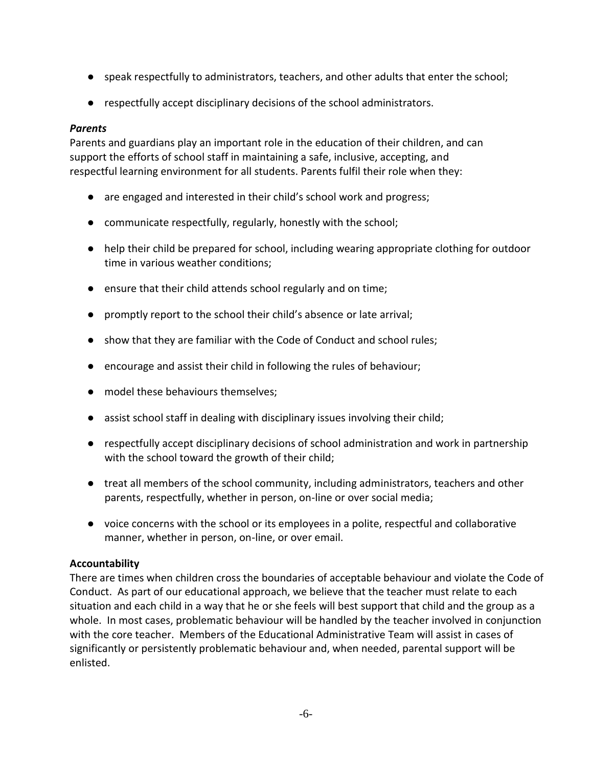- speak respectfully to administrators, teachers, and other adults that enter the school;
- respectfully accept disciplinary decisions of the school administrators.

***Parents***

Parents and guardians play an important role in the education of their children, and can support the efforts of school staff in maintaining a safe, inclusive, accepting, and respectful learning environment for all students. Parents fulfil their role when they:

- are engaged and interested in their child's school work and progress;
- communicate respectfully, regularly, honestly with the school;
- help their child be prepared for school, including wearing appropriate clothing for outdoor time in various weather conditions;
- ensure that their child attends school regularly and on time;
- promptly report to the school their child's absence or late arrival;
- show that they are familiar with the Code of Conduct and school rules;
- encourage and assist their child in following the rules of behaviour;
- model these behaviours themselves;
- assist school staff in dealing with disciplinary issues involving their child;
- respectfully accept disciplinary decisions of school administration and work in partnership with the school toward the growth of their child;
- treat all members of the school community, including administrators, teachers and other parents, respectfully, whether in person, on-line or over social media;
- voice concerns with the school or its employees in a polite, respectful and collaborative manner, whether in person, on-line, or over email.

**Accountability**

There are times when children cross the boundaries of acceptable behaviour and violate the Code of Conduct. As part of our educational approach, we believe that the teacher must relate to each situation and each child in a way that he or she feels will best support that child and the group as a whole. In most cases, problematic behaviour will be handled by the teacher involved in conjunction with the core teacher. Members of the Educational Administrative Team will assist in cases of significantly or persistently problematic behaviour and, when needed, parental support will be enlisted.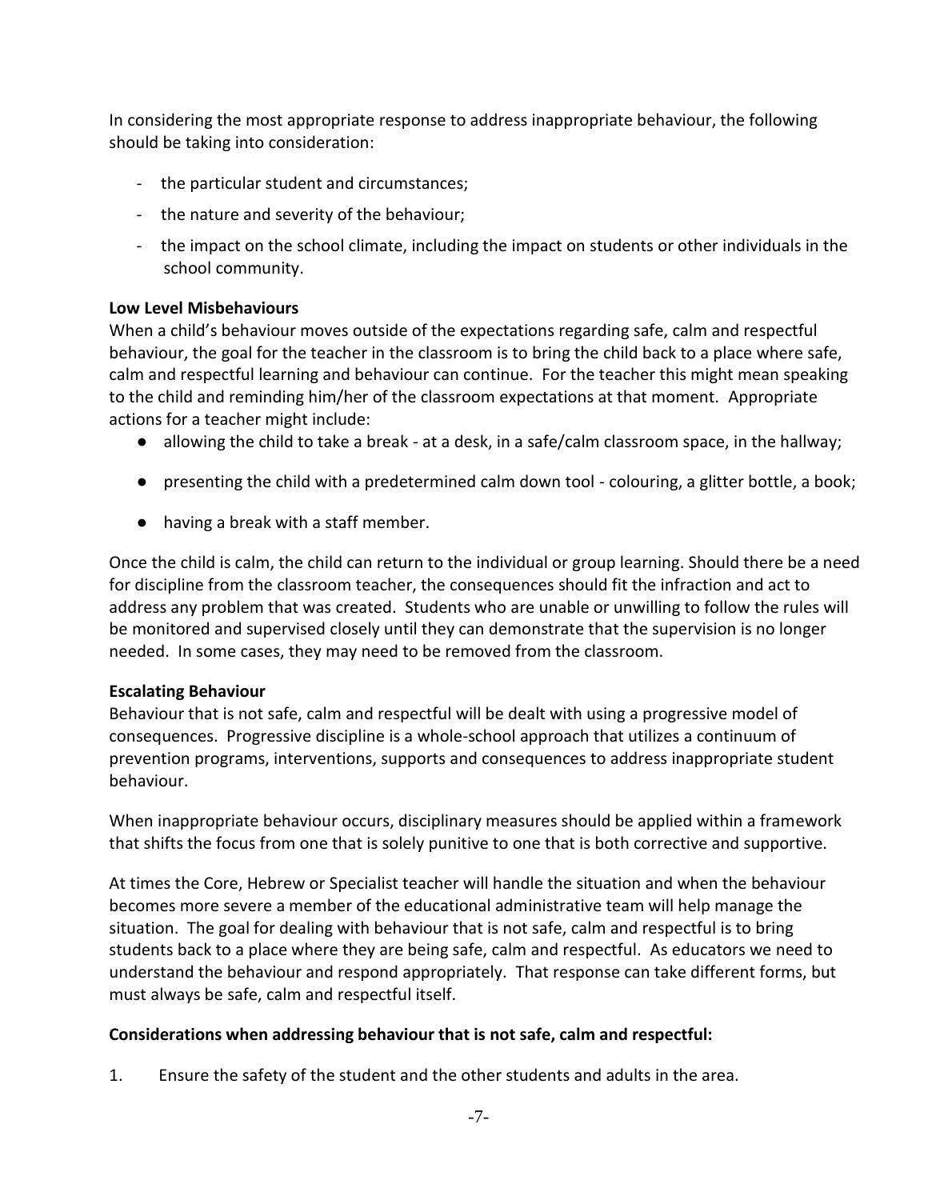In considering the most appropriate response to address inappropriate behaviour, the following should be taking into consideration:

- the particular student and circumstances;
- the nature and severity of the behaviour;
- the impact on the school climate, including the impact on students or other individuals in the school community.

**Low Level Misbehaviours**
When a child's behaviour moves outside of the expectations regarding safe, calm and respectful behaviour, the goal for the teacher in the classroom is to bring the child back to a place where safe, calm and respectful learning and behaviour can continue. For the teacher this might mean speaking to the child and reminding him/her of the classroom expectations at that moment. Appropriate actions for a teacher might include:

- allowing the child to take a break - at a desk, in a safe/calm classroom space, in the hallway;
- presenting the child with a predetermined calm down tool - colouring, a glitter bottle, a book;
- having a break with a staff member.

Once the child is calm, the child can return to the individual or group learning. Should there be a need for discipline from the classroom teacher, the consequences should fit the infraction and act to address any problem that was created. Students who are unable or unwilling to follow the rules will be monitored and supervised closely until they can demonstrate that the supervision is no longer needed. In some cases, they may need to be removed from the classroom.

**Escalating Behaviour**
Behaviour that is not safe, calm and respectful will be dealt with using a progressive model of consequences. Progressive discipline is a whole-school approach that utilizes a continuum of prevention programs, interventions, supports and consequences to address inappropriate student behaviour.

When inappropriate behaviour occurs, disciplinary measures should be applied within a framework that shifts the focus from one that is solely punitive to one that is both corrective and supportive.

At times the Core, Hebrew or Specialist teacher will handle the situation and when the behaviour becomes more severe a member of the educational administrative team will help manage the situation. The goal for dealing with behaviour that is not safe, calm and respectful is to bring students back to a place where they are being safe, calm and respectful. As educators we need to understand the behaviour and respond appropriately. That response can take different forms, but must always be safe, calm and respectful itself.

**Considerations when addressing behaviour that is not safe, calm and respectful:**

1. Ensure the safety of the student and the other students and adults in the area.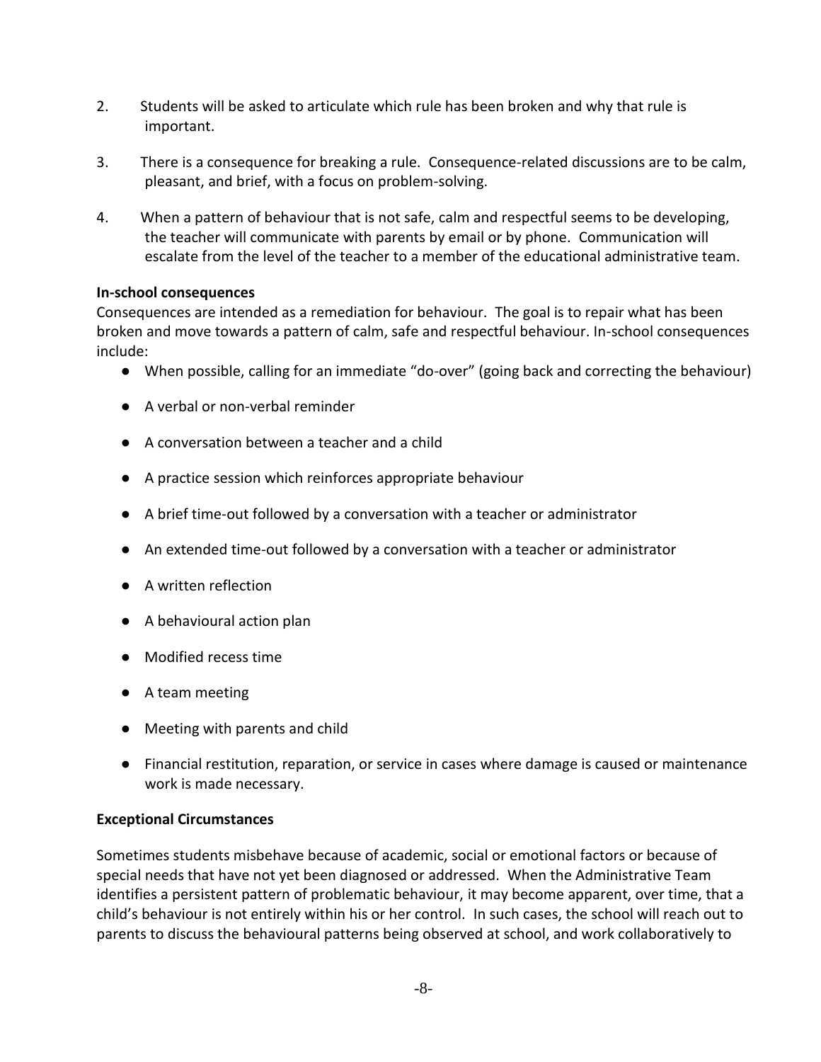2. Students will be asked to articulate which rule has been broken and why that rule is important.

3. There is a consequence for breaking a rule. Consequence-related discussions are to be calm, pleasant, and brief, with a focus on problem-solving.

4. When a pattern of behaviour that is not safe, calm and respectful seems to be developing, the teacher will communicate with parents by email or by phone. Communication will escalate from the level of the teacher to a member of the educational administrative team.

**In-school consequences**

Consequences are intended as a remediation for behaviour. The goal is to repair what has been broken and move towards a pattern of calm, safe and respectful behaviour. In-school consequences include:

- When possible, calling for an immediate "do-over" (going back and correcting the behaviour)
- A verbal or non-verbal reminder
- A conversation between a teacher and a child
- A practice session which reinforces appropriate behaviour
- A brief time-out followed by a conversation with a teacher or administrator
- An extended time-out followed by a conversation with a teacher or administrator
- A written reflection
- A behavioural action plan
- Modified recess time
- A team meeting
- Meeting with parents and child
- Financial restitution, reparation, or service in cases where damage is caused or maintenance work is made necessary.

**Exceptional Circumstances**

Sometimes students misbehave because of academic, social or emotional factors or because of special needs that have not yet been diagnosed or addressed. When the Administrative Team identifies a persistent pattern of problematic behaviour, it may become apparent, over time, that a child's behaviour is not entirely within his or her control. In such cases, the school will reach out to parents to discuss the behavioural patterns being observed at school, and work collaboratively to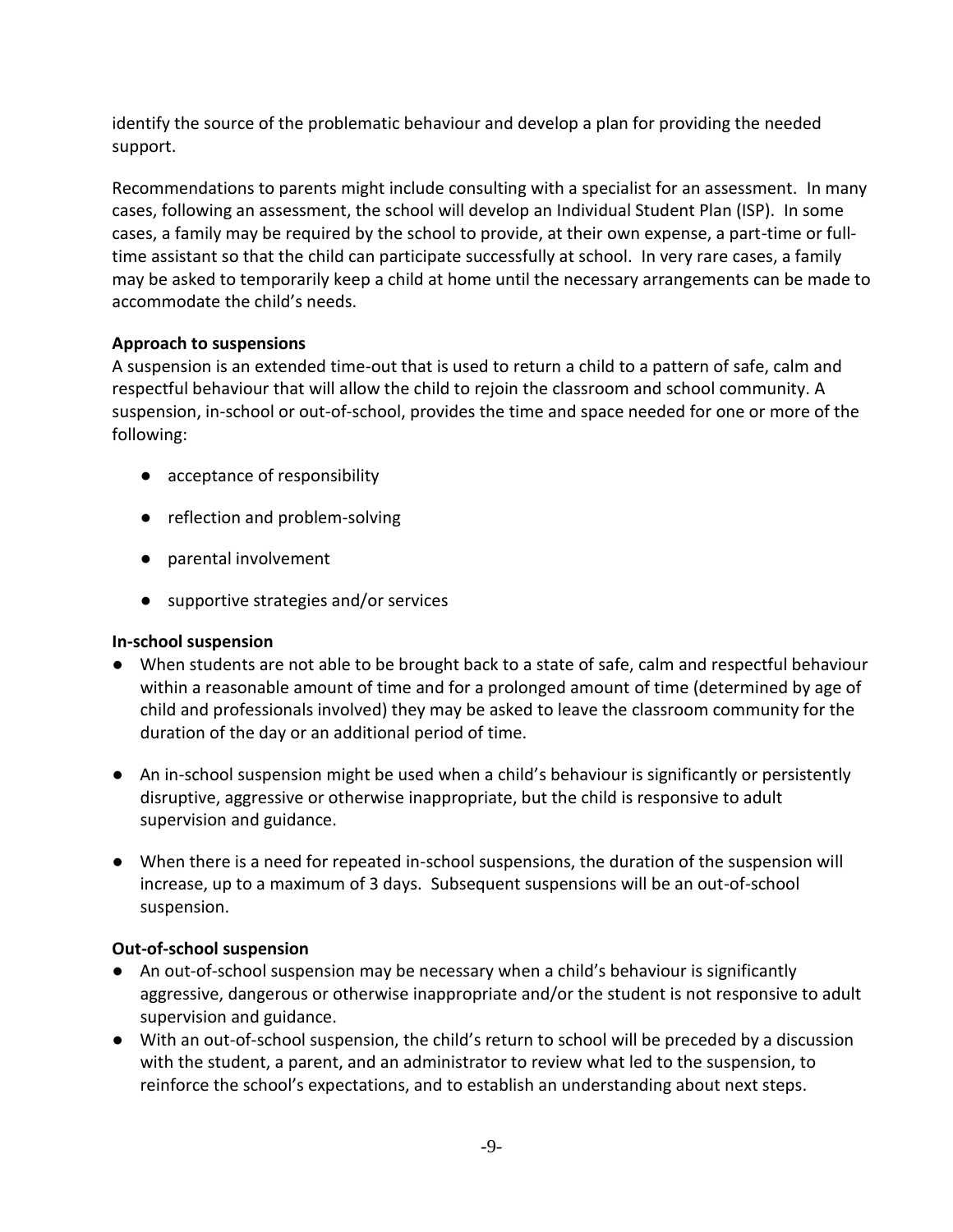identify the source of the problematic behaviour and develop a plan for providing the needed support.

Recommendations to parents might include consulting with a specialist for an assessment. In many cases, following an assessment, the school will develop an Individual Student Plan (ISP). In some cases, a family may be required by the school to provide, at their own expense, a part-time or full-time assistant so that the child can participate successfully at school. In very rare cases, a family may be asked to temporarily keep a child at home until the necessary arrangements can be made to accommodate the child's needs.

**Approach to suspensions**

A suspension is an extended time-out that is used to return a child to a pattern of safe, calm and respectful behaviour that will allow the child to rejoin the classroom and school community. A suspension, in-school or out-of-school, provides the time and space needed for one or more of the following:

- acceptance of responsibility
- reflection and problem-solving
- parental involvement
- supportive strategies and/or services

**In-school suspension**

- When students are not able to be brought back to a state of safe, calm and respectful behaviour within a reasonable amount of time and for a prolonged amount of time (determined by age of child and professionals involved) they may be asked to leave the classroom community for the duration of the day or an additional period of time.
- An in-school suspension might be used when a child's behaviour is significantly or persistently disruptive, aggressive or otherwise inappropriate, but the child is responsive to adult supervision and guidance.
- When there is a need for repeated in-school suspensions, the duration of the suspension will increase, up to a maximum of 3 days. Subsequent suspensions will be an out-of-school suspension.

**Out-of-school suspension**

- An out-of-school suspension may be necessary when a child's behaviour is significantly aggressive, dangerous or otherwise inappropriate and/or the student is not responsive to adult supervision and guidance.
- With an out-of-school suspension, the child's return to school will be preceded by a discussion with the student, a parent, and an administrator to review what led to the suspension, to reinforce the school's expectations, and to establish an understanding about next steps.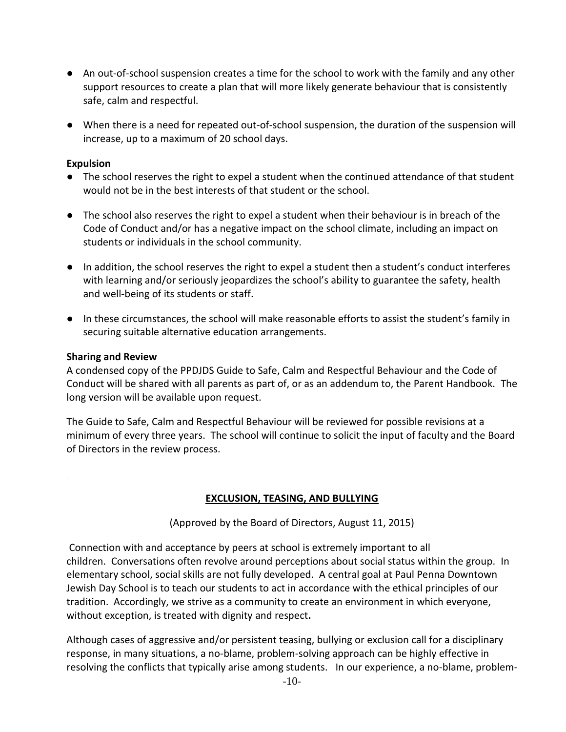- An out-of-school suspension creates a time for the school to work with the family and any other support resources to create a plan that will more likely generate behaviour that is consistently safe, calm and respectful.
- When there is a need for repeated out-of-school suspension, the duration of the suspension will increase, up to a maximum of 20 school days.

**Expulsion**

- The school reserves the right to expel a student when the continued attendance of that student would not be in the best interests of that student or the school.
- The school also reserves the right to expel a student when their behaviour is in breach of the Code of Conduct and/or has a negative impact on the school climate, including an impact on students or individuals in the school community.
- In addition, the school reserves the right to expel a student then a student's conduct interferes with learning and/or seriously jeopardizes the school's ability to guarantee the safety, health and well-being of its students or staff.
- In these circumstances, the school will make reasonable efforts to assist the student's family in securing suitable alternative education arrangements.

**Sharing and Review**

A condensed copy of the PPDJDS Guide to Safe, Calm and Respectful Behaviour and the Code of Conduct will be shared with all parents as part of, or as an addendum to, the Parent Handbook. The long version will be available upon request.

The Guide to Safe, Calm and Respectful Behaviour will be reviewed for possible revisions at a minimum of every three years. The school will continue to solicit the input of faculty and the Board of Directors in the review process.

## EXCLUSION, TEASING, AND BULLYING

(Approved by the Board of Directors, August 11, 2015)

Connection with and acceptance by peers at school is extremely important to all children. Conversations often revolve around perceptions about social status within the group. In elementary school, social skills are not fully developed. A central goal at Paul Penna Downtown Jewish Day School is to teach our students to act in accordance with the ethical principles of our tradition. Accordingly, we strive as a community to create an environment in which everyone, without exception, is treated with dignity and respect**.**

Although cases of aggressive and/or persistent teasing, bullying or exclusion call for a disciplinary response, in many situations, a no-blame, problem-solving approach can be highly effective in resolving the conflicts that typically arise among students. In our experience, a no-blame, problem-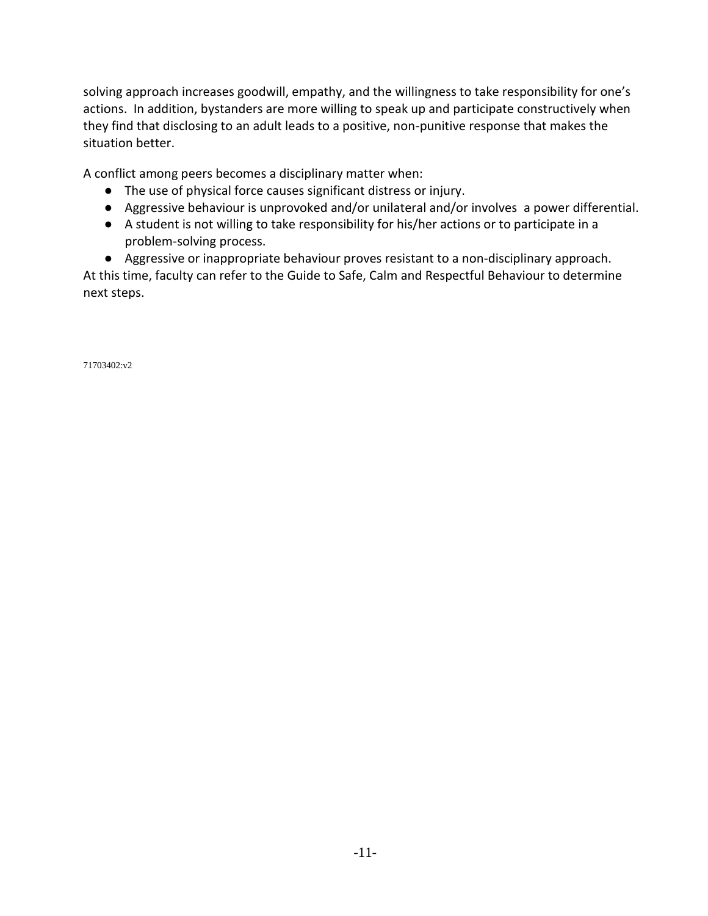solving approach increases goodwill, empathy, and the willingness to take responsibility for one's actions. In addition, bystanders are more willing to speak up and participate constructively when they find that disclosing to an adult leads to a positive, non-punitive response that makes the situation better.

A conflict among peers becomes a disciplinary matter when:

- The use of physical force causes significant distress or injury.
- Aggressive behaviour is unprovoked and/or unilateral and/or involves a power differential.
- A student is not willing to take responsibility for his/her actions or to participate in a problem-solving process.
- Aggressive or inappropriate behaviour proves resistant to a non-disciplinary approach.

At this time, faculty can refer to the Guide to Safe, Calm and Respectful Behaviour to determine next steps.

71703402:v2